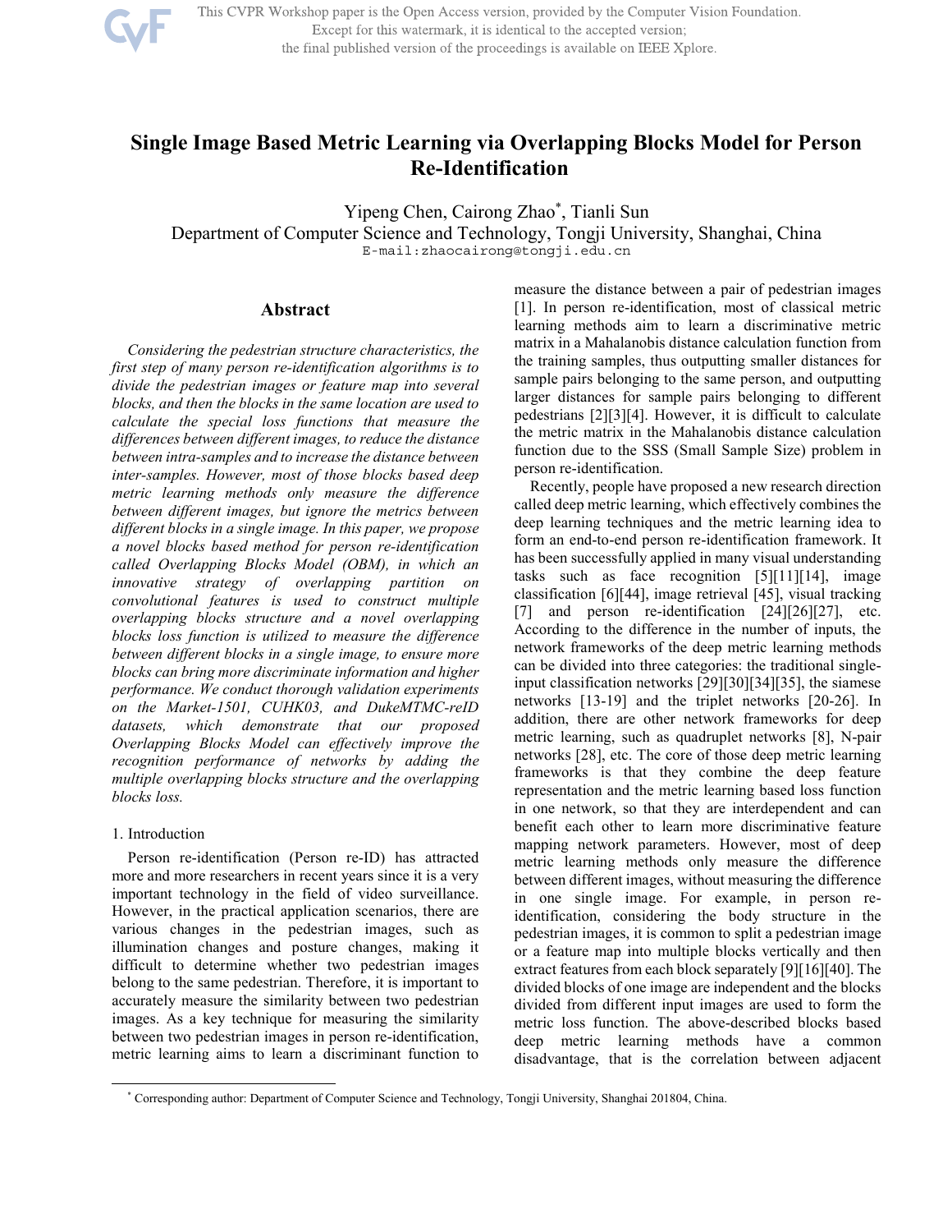# Single Image Based Metric Learning via Overlapping Blocks Model for Person Re-Identification

Yipeng Chen, Cairong Zhao*, Tianli Sun

Department of Computer Science and Technology, Tongji University, Shanghai, China

E-mail:zhaocairong@tongji.edu.cn

## Abstract

*Considering the pedestrian structure characteristics, the first step of many person re-identification algorithms is to divide the pedestrian images or feature map into several blocks, and then the blocks in the same location are used to calculate the special loss functions that measure the differences between different images, to reduce the distance between intra-samples and to increase the distance between inter-samples. However, most of those blocks based deep metric learning methods only measure the difference between different images, but ignore the metrics between different blocks in a single image. In this paper, we propose a novel blocks based method for person re-identification called Overlapping Blocks Model (OBM), in which an innovative strategy of overlapping partition on convolutional features is used to construct multiple overlapping blocks structure and a novel overlapping blocks loss function is utilized to measure the difference between different blocks in a single image, to ensure more blocks can bring more discriminate information and higher performance. We conduct thorough validation experiments on the Market-1501, CUHK03, and DukeMTMC-reID datasets, which demonstrate that our proposed Overlapping Blocks Model can effectively improve the recognition performance of networks by adding the multiple overlapping blocks structure and the overlapping blocks loss.*

## 1. Introduction

Person re-identification (Person re-ID) has attracted more and more researchers in recent years since it is a very important technology in the field of video surveillance. However, in the practical application scenarios, there are various changes in the pedestrian images, such as illumination changes and posture changes, making it difficult to determine whether two pedestrian images belong to the same pedestrian. Therefore, it is important to accurately measure the similarity between two pedestrian images. As a key technique for measuring the similarity between two pedestrian images in person re-identification, metric learning aims to learn a discriminant function to measure the distance between a pair of pedestrian images [1]. In person re-identification, most of classical metric learning methods aim to learn a discriminative metric matrix in a Mahalanobis distance calculation function from the training samples, thus outputting smaller distances for sample pairs belonging to the same person, and outputting larger distances for sample pairs belonging to different pedestrians [2][3][4]. However, it is difficult to calculate the metric matrix in the Mahalanobis distance calculation function due to the SSS (Small Sample Size) problem in person re-identification.

Recently, people have proposed a new research direction called deep metric learning, which effectively combines the deep learning techniques and the metric learning idea to form an end-to-end person re-identification framework. It has been successfully applied in many visual understanding tasks such as face recognition [5][11][14], image classification [6][44], image retrieval [45], visual tracking [7] and person re-identification [24][26][27], etc. According to the difference in the number of inputs, the network frameworks of the deep metric learning methods can be divided into three categories: the traditional single-input classification networks [29][30][34][35], the siamese networks [13-19] and the triplet networks [20-26]. In addition, there are other network frameworks for deep metric learning, such as quadruplet networks [8], N-pair networks [28], etc. The core of those deep metric learning frameworks is that they combine the deep feature representation and the metric learning based loss function in one network, so that they are interdependent and can benefit each other to learn more discriminative feature mapping network parameters. However, most of deep metric learning methods only measure the difference between different images, without measuring the difference in one single image. For example, in person re-identification, considering the body structure in the pedestrian images, it is common to split a pedestrian image or a feature map into multiple blocks vertically and then extract features from each block separately [9][16][40]. The divided blocks of one image are independent and the blocks divided from different input images are used to form the metric loss function. The above-described blocks based deep metric learning methods have a common disadvantage, that is the correlation between adjacent

* Corresponding author: Department of Computer Science and Technology, Tongji University, Shanghai 201804, China.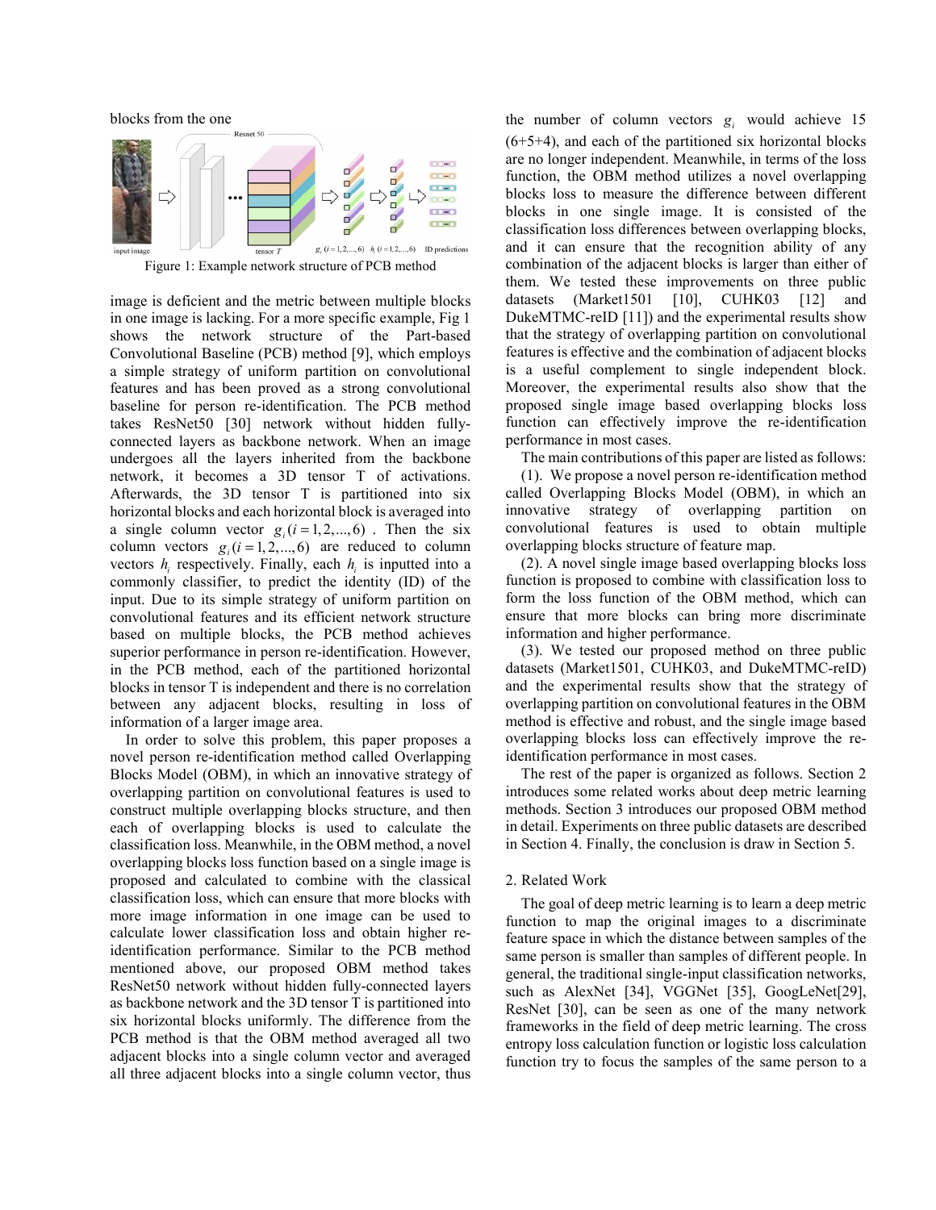blocks from the one

Figure 1: Example network structure of PCB method

image is deficient and the metric between multiple blocks in one image is lacking. For a more specific example, Fig 1 shows the network structure of the Part-based Convolutional Baseline (PCB) method [9], which employs a simple strategy of uniform partition on convolutional features and has been proved as a strong convolutional baseline for person re-identification. The PCB method takes ResNet50 [30] network without hidden fully-connected layers as backbone network. When an image undergoes all the layers inherited from the backbone network, it becomes a 3D tensor T of activations. Afterwards, the 3D tensor T is partitioned into six horizontal blocks and each horizontal block is averaged into a single column vector $g_i (i = 1, 2, ..., 6)$. Then the six column vectors $g_i (i = 1, 2, ..., 6)$ are reduced to column vectors $h_i$ respectively. Finally, each $h_i$ is inputted into a commonly classifier, to predict the identity (ID) of the input. Due to its simple strategy of uniform partition on convolutional features and its efficient network structure based on multiple blocks, the PCB method achieves superior performance in person re-identification. However, in the PCB method, each of the partitioned horizontal blocks in tensor T is independent and there is no correlation between any adjacent blocks, resulting in loss of information of a larger image area.

In order to solve this problem, this paper proposes a novel person re-identification method called Overlapping Blocks Model (OBM), in which an innovative strategy of overlapping partition on convolutional features is used to construct multiple overlapping blocks structure, and then each of overlapping blocks is used to calculate the classification loss. Meanwhile, in the OBM method, a novel overlapping blocks loss function based on a single image is proposed and calculated to combine with the classical classification loss, which can ensure that more blocks with more image information in one image can be used to calculate lower classification loss and obtain higher re-identification performance. Similar to the PCB method mentioned above, our proposed OBM method takes ResNet50 network without hidden fully-connected layers as backbone network and the 3D tensor T is partitioned into six horizontal blocks uniformly. The difference from the PCB method is that the OBM method averaged all two adjacent blocks into a single column vector and averaged all three adjacent blocks into a single column vector, thus the number of column vectors $g_i$ would achieve 15 (6+5+4), and each of the partitioned six horizontal blocks are no longer independent. Meanwhile, in terms of the loss function, the OBM method utilizes a novel overlapping blocks loss to measure the difference between different blocks in one single image. It is consisted of the classification loss differences between overlapping blocks, and it can ensure that the recognition ability of any combination of the adjacent blocks is larger than either of them. We tested these improvements on three public datasets (Market1501 [10], CUHK03 [12] and DukeMTMC-reID [11]) and the experimental results show that the strategy of overlapping partition on convolutional features is effective and the combination of adjacent blocks is a useful complement to single independent block. Moreover, the experimental results also show that the proposed single image based overlapping blocks loss function can effectively improve the re-identification performance in most cases.

The main contributions of this paper are listed as follows:

(1). We propose a novel person re-identification method called Overlapping Blocks Model (OBM), in which an innovative strategy of overlapping partition on convolutional features is used to obtain multiple overlapping blocks structure of feature map.

(2). A novel single image based overlapping blocks loss function is proposed to combine with classification loss to form the loss function of the OBM method, which can ensure that more blocks can bring more discriminate information and higher performance.

(3). We tested our proposed method on three public datasets (Market1501, CUHK03, and DukeMTMC-reID) and the experimental results show that the strategy of overlapping partition on convolutional features in the OBM method is effective and robust, and the single image based overlapping blocks loss can effectively improve the re-identification performance in most cases.

The rest of the paper is organized as follows. Section 2 introduces some related works about deep metric learning methods. Section 3 introduces our proposed OBM method in detail. Experiments on three public datasets are described in Section 4. Finally, the conclusion is draw in Section 5.

## 2. Related Work

The goal of deep metric learning is to learn a deep metric function to map the original images to a discriminate feature space in which the distance between samples of the same person is smaller than samples of different people. In general, the traditional single-input classification networks, such as AlexNet [34], VGGNet [35], GoogLeNet[29], ResNet [30], can be seen as one of the many network frameworks in the field of deep metric learning. The cross entropy loss calculation function or logistic loss calculation function try to focus the samples of the same person to a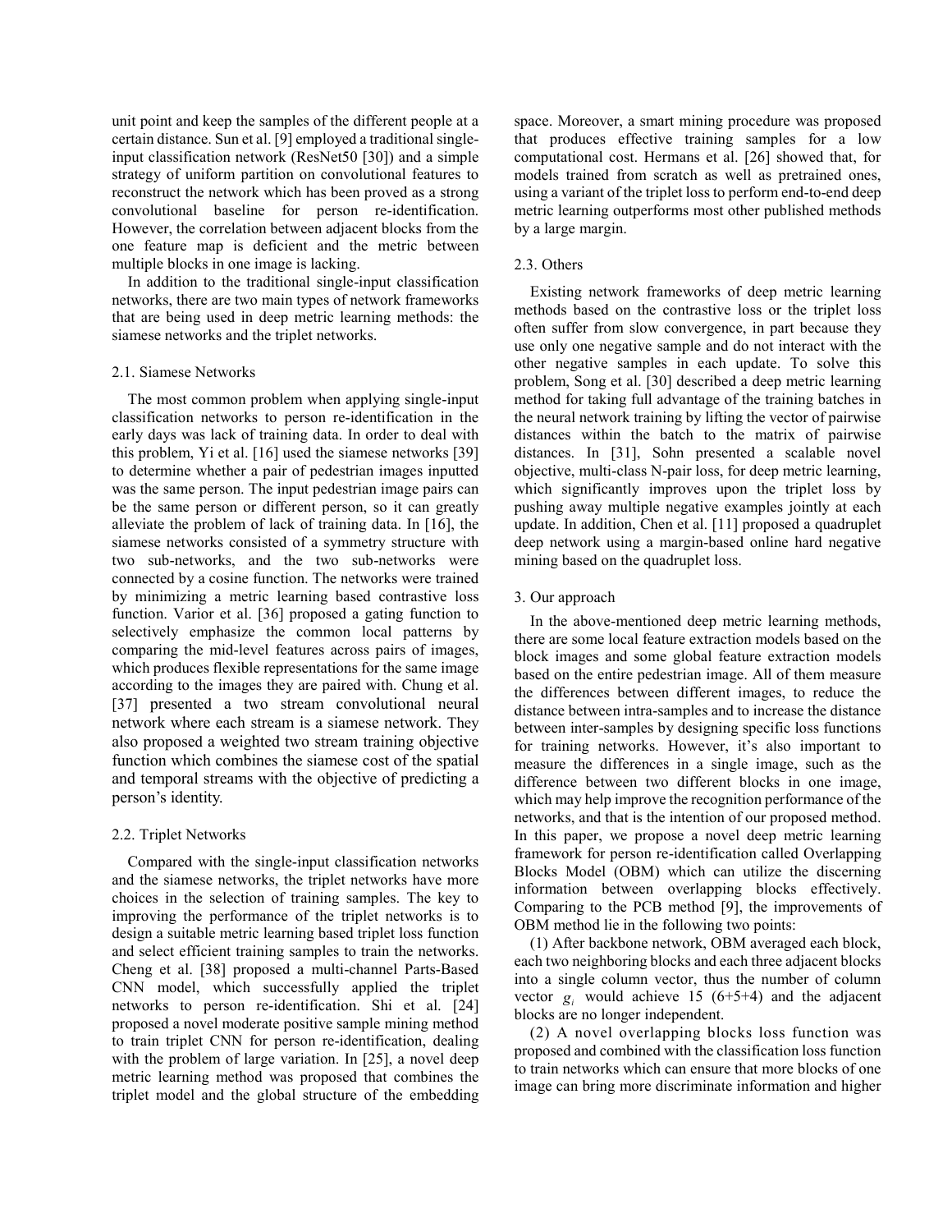unit point and keep the samples of the different people at a certain distance. Sun et al. [9] employed a traditional single-input classification network (ResNet50 [30]) and a simple strategy of uniform partition on convolutional features to reconstruct the network which has been proved as a strong convolutional baseline for person re-identification. However, the correlation between adjacent blocks from the one feature map is deficient and the metric between multiple blocks in one image is lacking.

In addition to the traditional single-input classification networks, there are two main types of network frameworks that are being used in deep metric learning methods: the siamese networks and the triplet networks.

### 2.1. Siamese Networks

The most common problem when applying single-input classification networks to person re-identification in the early days was lack of training data. In order to deal with this problem, Yi et al. [16] used the siamese networks [39] to determine whether a pair of pedestrian images inputted was the same person. The input pedestrian image pairs can be the same person or different person, so it can greatly alleviate the problem of lack of training data. In [16], the siamese networks consisted of a symmetry structure with two sub-networks, and the two sub-networks were connected by a cosine function. The networks were trained by minimizing a metric learning based contrastive loss function. Varior et al. [36] proposed a gating function to selectively emphasize the common local patterns by comparing the mid-level features across pairs of images, which produces flexible representations for the same image according to the images they are paired with. Chung et al. [37] presented a two stream convolutional neural network where each stream is a siamese network. They also proposed a weighted two stream training objective function which combines the siamese cost of the spatial and temporal streams with the objective of predicting a person's identity.

### 2.2. Triplet Networks

Compared with the single-input classification networks and the siamese networks, the triplet networks have more choices in the selection of training samples. The key to improving the performance of the triplet networks is to design a suitable metric learning based triplet loss function and select efficient training samples to train the networks. Cheng et al. [38] proposed a multi-channel Parts-Based CNN model, which successfully applied the triplet networks to person re-identification. Shi et al. [24] proposed a novel moderate positive sample mining method to train triplet CNN for person re-identification, dealing with the problem of large variation. In [25], a novel deep metric learning method was proposed that combines the triplet model and the global structure of the embedding space. Moreover, a smart mining procedure was proposed that produces effective training samples for a low computational cost. Hermans et al. [26] showed that, for models trained from scratch as well as pretrained ones, using a variant of the triplet loss to perform end-to-end deep metric learning outperforms most other published methods by a large margin.

### 2.3. Others

Existing network frameworks of deep metric learning methods based on the contrastive loss or the triplet loss often suffer from slow convergence, in part because they use only one negative sample and do not interact with the other negative samples in each update. To solve this problem, Song et al. [30] described a deep metric learning method for taking full advantage of the training batches in the neural network training by lifting the vector of pairwise distances within the batch to the matrix of pairwise distances. In [31], Sohn presented a scalable novel objective, multi-class N-pair loss, for deep metric learning, which significantly improves upon the triplet loss by pushing away multiple negative examples jointly at each update. In addition, Chen et al. [11] proposed a quadruplet deep network using a margin-based online hard negative mining based on the quadruplet loss.

## 3. Our approach

In the above-mentioned deep metric learning methods, there are some local feature extraction models based on the block images and some global feature extraction models based on the entire pedestrian image. All of them measure the differences between different images, to reduce the distance between intra-samples and to increase the distance between inter-samples by designing specific loss functions for training networks. However, it's also important to measure the differences in a single image, such as the difference between two different blocks in one image, which may help improve the recognition performance of the networks, and that is the intention of our proposed method. In this paper, we propose a novel deep metric learning framework for person re-identification called Overlapping Blocks Model (OBM) which can utilize the discerning information between overlapping blocks effectively. Comparing to the PCB method [9], the improvements of OBM method lie in the following two points:

(1) After backbone network, OBM averaged each block, each two neighboring blocks and each three adjacent blocks into a single column vector, thus the number of column vector $g_i$ would achieve 15 (6+5+4) and the adjacent blocks are no longer independent.

(2) A novel overlapping blocks loss function was proposed and combined with the classification loss function to train networks which can ensure that more blocks of one image can bring more discriminate information and higher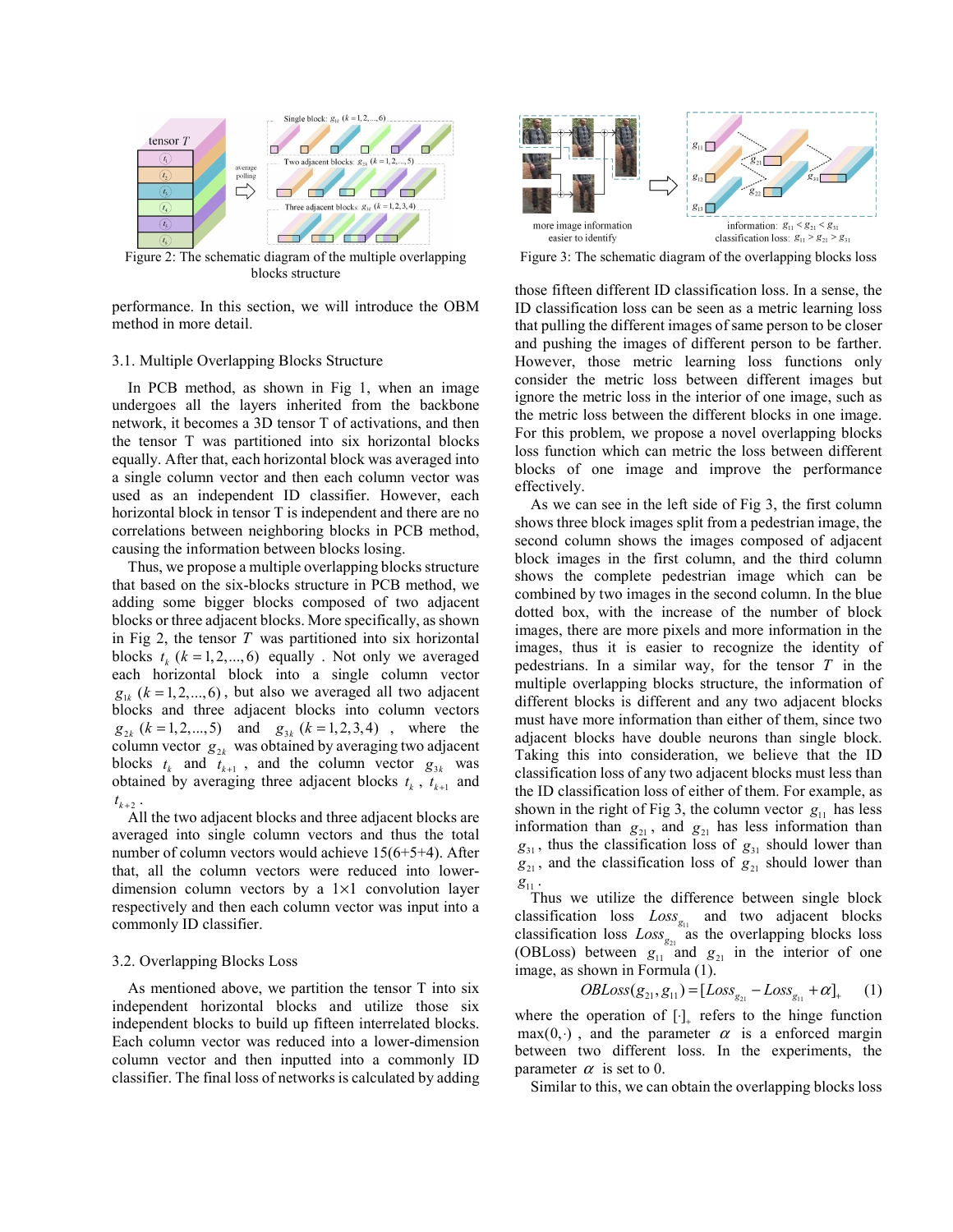Figure 2: The schematic diagram of the multiple overlapping blocks structure

Figure 3: The schematic diagram of the overlapping blocks loss

performance. In this section, we will introduce the OBM method in more detail.

### 3.1. Multiple Overlapping Blocks Structure

In PCB method, as shown in Fig 1, when an image undergoes all the layers inherited from the backbone network, it becomes a 3D tensor T of activations, and then the tensor T was partitioned into six horizontal blocks equally. After that, each horizontal block was averaged into a single column vector and then each column vector was used as an independent ID classifier. However, each horizontal block in tensor T is independent and there are no correlations between neighboring blocks in PCB method, causing the information between blocks losing.

Thus, we propose a multiple overlapping blocks structure that based on the six-blocks structure in PCB method, we adding some bigger blocks composed of two adjacent blocks or three adjacent blocks. More specifically, as shown in Fig 2, the tensor $T$ was partitioned into six horizontal blocks $t_k$ $(k=1,2,...,6)$ equally . Not only we averaged each horizontal block into a single column vector $g_{1k}$ $(k=1,2,...,6)$, but also we averaged all two adjacent blocks and three adjacent blocks into column vectors $g_{2k}$ $(k=1,2,...,5)$ and $g_{3k}$ $(k=1,2,3,4)$ , where the column vector $g_{2k}$ was obtained by averaging two adjacent blocks $t_k$ and $t_{k+1}$ , and the column vector $g_{3k}$ was obtained by averaging three adjacent blocks $t_k$ , $t_{k+1}$ and $t_{k+2}$ .

All the two adjacent blocks and three adjacent blocks are averaged into single column vectors and thus the total number of column vectors would achieve 15(6+5+4). After that, all the column vectors were reduced into lower-dimension column vectors by a 1×1 convolution layer respectively and then each column vector was input into a commonly ID classifier.

### 3.2. Overlapping Blocks Loss

As mentioned above, we partition the tensor T into six independent horizontal blocks and utilize those six independent blocks to build up fifteen interrelated blocks. Each column vector was reduced into a lower-dimension column vector and then inputted into a commonly ID classifier. The final loss of networks is calculated by adding those fifteen different ID classification loss. In a sense, the ID classification loss can be seen as a metric learning loss that pulling the different images of same person to be closer and pushing the images of different person to be farther. However, those metric learning loss functions only consider the metric loss between different images but ignore the metric loss in the interior of one image, such as the metric loss between the different blocks in one image. For this problem, we propose a novel overlapping blocks loss function which can metric the loss between different blocks of one image and improve the performance effectively.

As we can see in the left side of Fig 3, the first column shows three block images split from a pedestrian image, the second column shows the images composed of adjacent block images in the first column, and the third column shows the complete pedestrian image which can be combined by two images in the second column. In the blue dotted box, with the increase of the number of block images, there are more pixels and more information in the images, thus it is easier to recognize the identity of pedestrians. In a similar way, for the tensor $T$ in the multiple overlapping blocks structure, the information of different blocks is different and any two adjacent blocks must have more information than either of them, since two adjacent blocks have double neurons than single block. Taking this into consideration, we believe that the ID classification loss of any two adjacent blocks must less than the ID classification loss of either of them. For example, as shown in the right of Fig 3, the column vector $g_{11}$ has less information than $g_{21}$ , and $g_{21}$ has less information than $g_{31}$ , thus the classification loss of $g_{31}$ should lower than $g_{21}$ , and the classification loss of $g_{21}$ should lower than $g_{11}$ .

Thus we utilize the difference between single block classification loss $Loss_{g_{11}}$ and two adjacent blocks classification loss $Loss_{g_{21}}$ as the overlapping blocks loss (OBLoss) between $g_{11}$ and $g_{21}$ in the interior of one image, as shown in Formula (1).

$$OBLoss(g_{21}, g_{11}) = [Loss_{g_{21}} - Loss_{g_{11}} + \alpha]_{+} \quad (1)$$

where the operation of $[\cdot]_{+}$ refers to the hinge function $\max(0,\cdot)$ , and the parameter $\alpha$ is a enforced margin between two different loss. In the experiments, the parameter $\alpha$ is set to 0.

Similar to this, we can obtain the overlapping blocks loss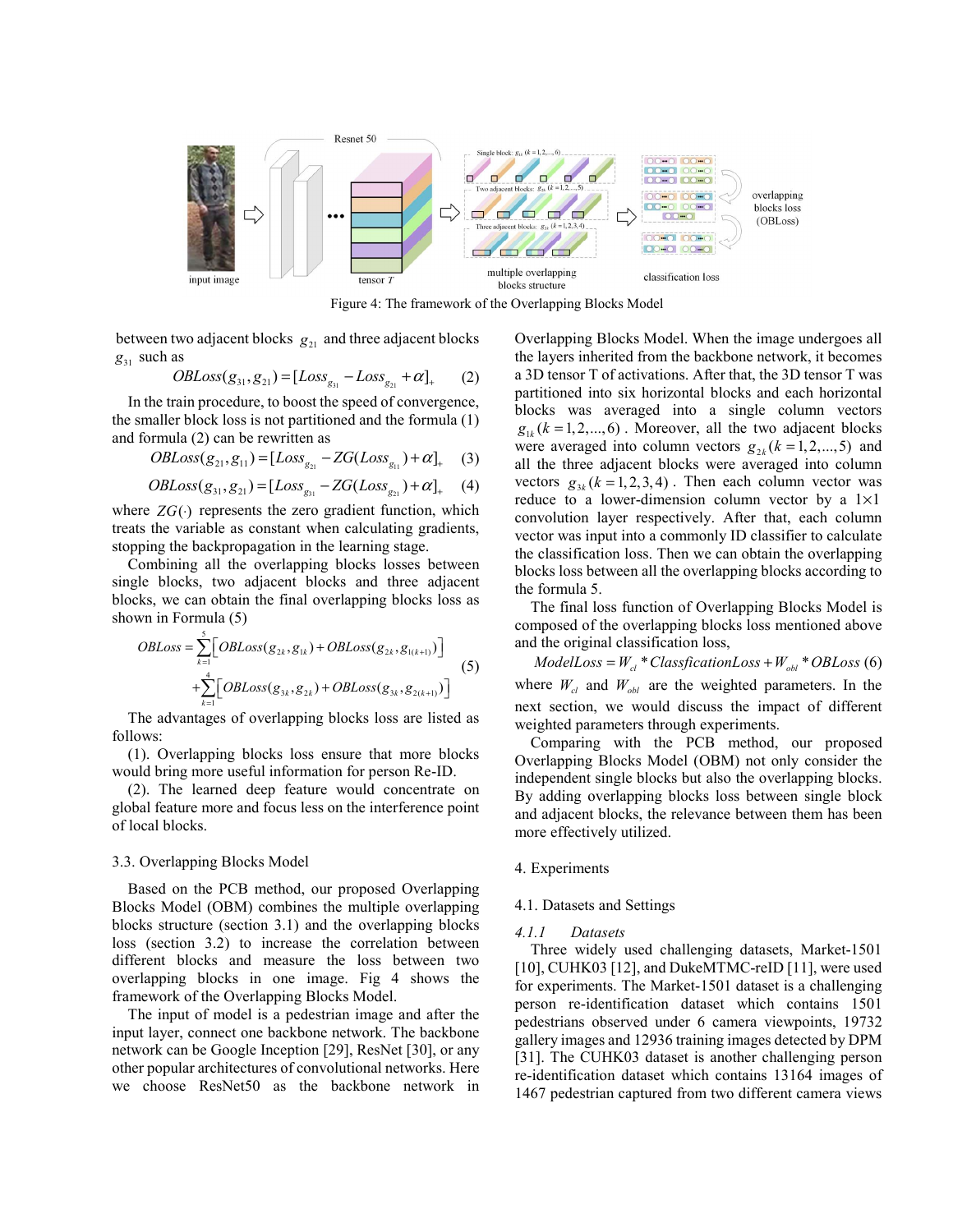Figure 4: The framework of the Overlapping Blocks Model

between two adjacent blocks $g_{21}$ and three adjacent blocks $g_{31}$ such as

$$OBLoss(g_{31}, g_{21}) = [Loss_{g_{31}} - Loss_{g_{21}} + \alpha]_{+} \quad (2)$$

In the train procedure, to boost the speed of convergence, the smaller block loss is not partitioned and the formula (1) and formula (2) can be rewritten as

$$OBLoss(g_{21}, g_{11}) = [Loss_{g_{21}} - ZG(Loss_{g_{11}}) + \alpha]_{+} \quad (3)$$

$$OBLoss(g_{31}, g_{21}) = [Loss_{g_{31}} - ZG(Loss_{g_{21}}) + \alpha]_{+} \quad (4)$$

where $ZG(\cdot)$ represents the zero gradient function, which treats the variable as constant when calculating gradients, stopping the backpropagation in the learning stage.

Combining all the overlapping blocks losses between single blocks, two adjacent blocks and three adjacent blocks, we can obtain the final overlapping blocks loss as shown in Formula (5)

$$\begin{aligned} OBLoss = & \sum_{k=1}^{5} \left[ OBLoss(g_{2k}, g_{1k}) + OBLoss(g_{2k}, g_{1(k+1)}) \right] \\ & + \sum_{k=1}^{4} \left[ OBLoss(g_{3k}, g_{2k}) + OBLoss(g_{3k}, g_{2(k+1)}) \right] \end{aligned} \quad (5)$$

The advantages of overlapping blocks loss are listed as follows:

(1). Overlapping blocks loss ensure that more blocks would bring more useful information for person Re-ID.

(2). The learned deep feature would concentrate on global feature more and focus less on the interference point of local blocks.

### 3.3. Overlapping Blocks Model

Based on the PCB method, our proposed Overlapping Blocks Model (OBM) combines the multiple overlapping blocks structure (section 3.1) and the overlapping blocks loss (section 3.2) to increase the correlation between different blocks and measure the loss between two overlapping blocks in one image. Fig 4 shows the framework of the Overlapping Blocks Model.

The input of model is a pedestrian image and after the input layer, connect one backbone network. The backbone network can be Google Inception [29], ResNet [30], or any other popular architectures of convolutional networks. Here we choose ResNet50 as the backbone network in Overlapping Blocks Model. When the image undergoes all the layers inherited from the backbone network, it becomes a 3D tensor T of activations. After that, the 3D tensor T was partitioned into six horizontal blocks and each horizontal blocks was averaged into a single column vectors $g_{1k}(k = 1, 2, ..., 6)$. Moreover, all the two adjacent blocks were averaged into column vectors $g_{2k}(k = 1, 2, ..., 5)$ and all the three adjacent blocks were averaged into column vectors $g_{3k}(k = 1, 2, 3, 4)$. Then each column vector was reduce to a lower-dimension column vector by a $1\times1$ convolution layer respectively. After that, each column vector was input into a commonly ID classifier to calculate the classification loss. Then we can obtain the overlapping blocks loss between all the overlapping blocks according to the formula 5.

The final loss function of Overlapping Blocks Model is composed of the overlapping blocks loss mentioned above and the original classification loss,

$$ModelLoss = W_{cl} * ClassficationLoss + W_{obl} * OBLoss \quad (6)$$

where $W_{cl}$ and $W_{obl}$ are the weighted parameters. In the next section, we would discuss the impact of different weighted parameters through experiments.

Comparing with the PCB method, our proposed Overlapping Blocks Model (OBM) not only consider the independent single blocks but also the overlapping blocks. By adding overlapping blocks loss between single block and adjacent blocks, the relevance between them has been more effectively utilized.

## 4. Experiments

### 4.1. Datasets and Settings

#### *4.1.1 Datasets*

Three widely used challenging datasets, Market-1501 [10], CUHK03 [12], and DukeMTMC-reID [11], were used for experiments. The Market-1501 dataset is a challenging person re-identification dataset which contains 1501 pedestrians observed under 6 camera viewpoints, 19732 gallery images and 12936 training images detected by DPM [31]. The CUHK03 dataset is another challenging person re-identification dataset which contains 13164 images of 1467 pedestrian captured from two different camera views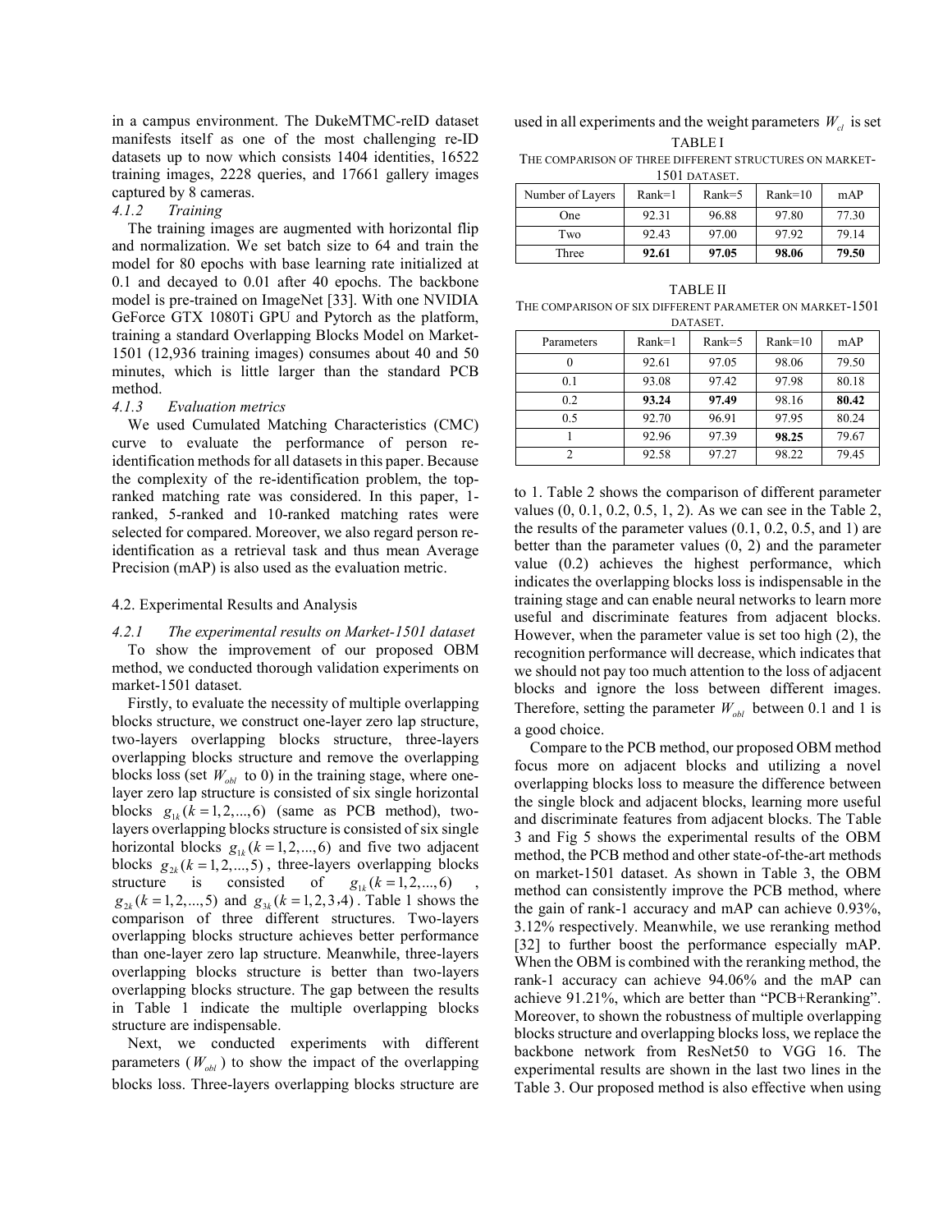in a campus environment. The DukeMTMC-reID dataset manifests itself as one of the most challenging re-ID datasets up to now which consists 1404 identities, 16522 training images, 2228 queries, and 17661 gallery images captured by 8 cameras.

#### *4.1.2 Training*

The training images are augmented with horizontal flip and normalization. We set batch size to 64 and train the model for 80 epochs with base learning rate initialized at 0.1 and decayed to 0.01 after 40 epochs. The backbone model is pre-trained on ImageNet [33]. With one NVIDIA GeForce GTX 1080Ti GPU and Pytorch as the platform, training a standard Overlapping Blocks Model on Market-1501 (12,936 training images) consumes about 40 and 50 minutes, which is little larger than the standard PCB method.

#### *4.1.3 Evaluation metrics*

We used Cumulated Matching Characteristics (CMC) curve to evaluate the performance of person re-identification methods for all datasets in this paper. Because the complexity of the re-identification problem, the top-ranked matching rate was considered. In this paper, 1-ranked, 5-ranked and 10-ranked matching rates were selected for compared. Moreover, we also regard person re-identification as a retrieval task and thus mean Average Precision (mAP) is also used as the evaluation metric.

### 4.2. Experimental Results and Analysis

#### *4.2.1 The experimental results on Market-1501 dataset*

To show the improvement of our proposed OBM method, we conducted thorough validation experiments on market-1501 dataset.

Firstly, to evaluate the necessity of multiple overlapping blocks structure, we construct one-layer zero lap structure, two-layers overlapping blocks structure, three-layers overlapping blocks structure and remove the overlapping blocks loss (set $W_{obl}$ to 0) in the training stage, where one-layer zero lap structure is consisted of six single horizontal blocks $g_{1k}(k=1,2,...,6)$ (same as PCB method), two-layers overlapping blocks structure is consisted of six single horizontal blocks $g_{1k}(k=1,2,...,6)$ and five two adjacent blocks $g_{2k}(k=1,2,...,5)$, three-layers overlapping blocks structure is consisted of $g_{1k}(k=1,2,...,6)$, $g_{2k}(k=1,2,...,5)$ and $g_{3k}(k=1,2,3,4)$. Table 1 shows the comparison of three different structures. Two-layers overlapping blocks structure achieves better performance than one-layer zero lap structure. Meanwhile, three-layers overlapping blocks structure is better than two-layers overlapping blocks structure. The gap between the results in Table 1 indicate the multiple overlapping blocks structure are indispensable.

Next, we conducted experiments with different parameters ($W_{obl}$) to show the impact of the overlapping blocks loss. Three-layers overlapping blocks structure are used in all experiments and the weight parameters $W_{cl}$ is set to 1. Table 2 shows the comparison of different parameter values (0, 0.1, 0.2, 0.5, 1, 2). As we can see in the Table 2, the results of the parameter values (0.1, 0.2, 0.5, and 1) are better than the parameter values (0, 2) and the parameter value (0.2) achieves the highest performance, which indicates the overlapping blocks loss is indispensable in the training stage and can enable neural networks to learn more useful and discriminate features from adjacent blocks. However, when the parameter value is set too high (2), the recognition performance will decrease, which indicates that we should not pay too much attention to the loss of adjacent blocks and ignore the loss between different images. Therefore, setting the parameter $W_{obl}$ between 0.1 and 1 is a good choice.

TABLE I
THE COMPARISON OF THREE DIFFERENT STRUCTURES ON MARKET-1501 DATASET.

| Number of Layers | Rank=1 | Rank=5 | Rank=10 | mAP |
|---|---|---|---|---|
| One | 92.31 | 96.88 | 97.80 | 77.30 |
| Two | 92.43 | 97.00 | 97.92 | 79.14 |
| Three | **92.61** | **97.05** | **98.06** | **79.50** |

TABLE II
THE COMPARISON OF SIX DIFFERENT PARAMETER ON MARKET-1501 DATASET.

| Parameters | Rank=1 | Rank=5 | Rank=10 | mAP |
|---|---|---|---|---|
| 0 | 92.61 | 97.05 | 98.06 | 79.50 |
| 0.1 | 93.08 | 97.42 | 97.98 | 80.18 |
| 0.2 | **93.24** | **97.49** | 98.16 | **80.42** |
| 0.5 | 92.70 | 96.91 | 97.95 | 80.24 |
| 1 | 92.96 | 97.39 | **98.25** | 79.67 |
| 2 | 92.58 | 97.27 | 98.22 | 79.45 |

Compare to the PCB method, our proposed OBM method focus more on adjacent blocks and utilizing a novel overlapping blocks loss to measure the difference between the single block and adjacent blocks, learning more useful and discriminate features from adjacent blocks. The Table 3 and Fig 5 shows the experimental results of the OBM method, the PCB method and other state-of-the-art methods on market-1501 dataset. As shown in Table 3, the OBM method can consistently improve the PCB method, where the gain of rank-1 accuracy and mAP can achieve 0.93%, 3.12% respectively. Meanwhile, we use reranking method [32] to further boost the performance especially mAP. When the OBM is combined with the reranking method, the rank-1 accuracy can achieve 94.06% and the mAP can achieve 91.21%, which are better than "PCB+Reranking". Moreover, to shown the robustness of multiple overlapping blocks structure and overlapping blocks loss, we replace the backbone network from ResNet50 to VGG 16. The experimental results are shown in the last two lines in the Table 3. Our proposed method is also effective when using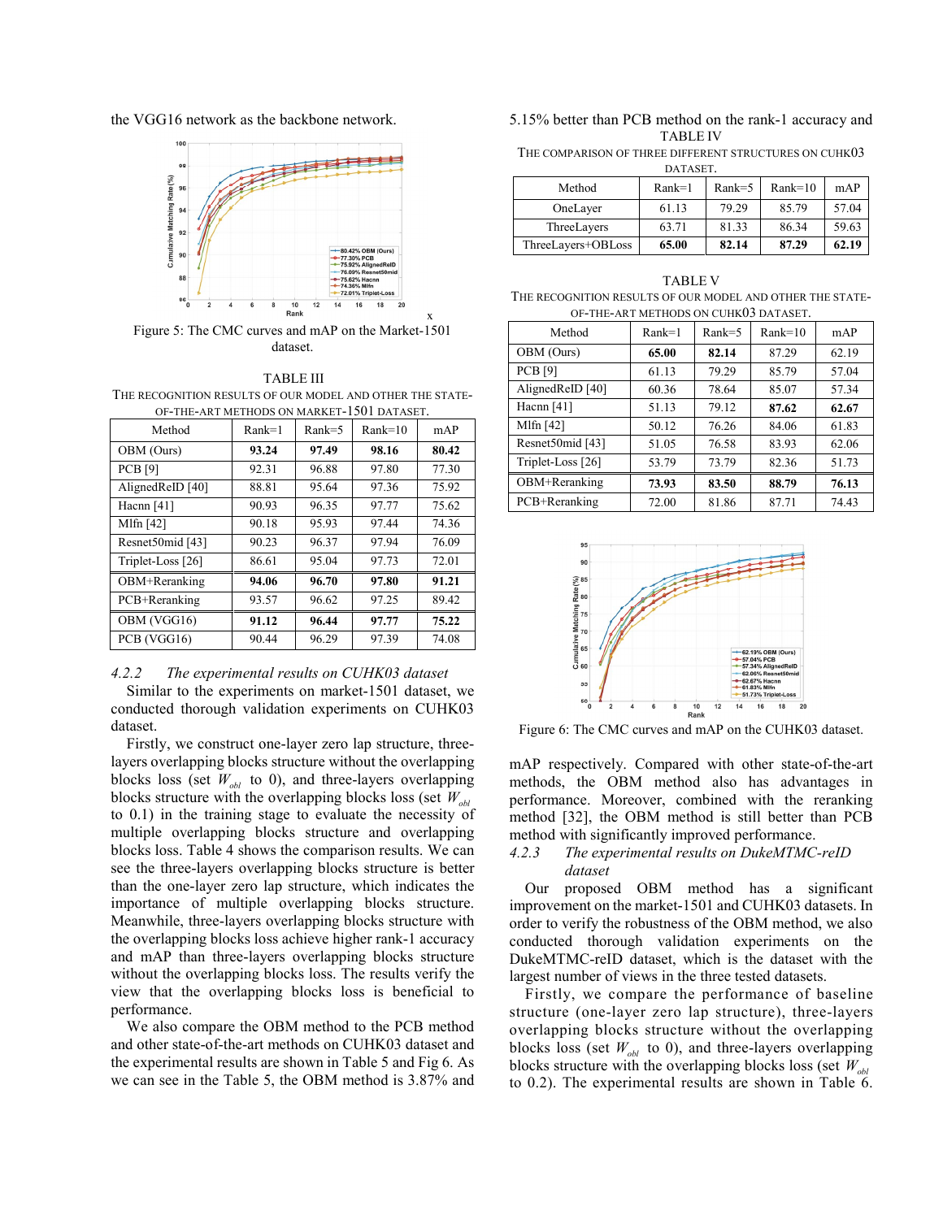the VGG16 network as the backbone network.

Figure 5: The CMC curves and mAP on the Market-1501 dataset.

TABLE III
THE RECOGNITION RESULTS OF OUR MODEL AND OTHER THE STATE-OF-THE-ART METHODS ON MARKET-1501 DATASET.

| Method | Rank=1 | Rank=5 | Rank=10 | mAP |
|---|---|---|---|---|
| OBM (Ours) | **93.24** | **97.49** | **98.16** | **80.42** |
| PCB [9] | 92.31 | 96.88 | 97.80 | 77.30 |
| AlignedReID [40] | 88.81 | 95.64 | 97.36 | 75.92 |
| Hacnn [41] | 90.93 | 96.35 | 97.77 | 75.62 |
| Mlfn [42] | 90.18 | 95.93 | 97.44 | 74.36 |
| Resnet50mid [43] | 90.23 | 96.37 | 97.94 | 76.09 |
| Triplet-Loss [26] | 86.61 | 95.04 | 97.73 | 72.01 |
| OBM+Reranking | **94.06** | **96.70** | **97.80** | **91.21** |
| PCB+Reranking | 93.57 | 96.62 | 97.25 | 89.42 |
| OBM (VGG16) | **91.12** | **96.44** | **97.77** | **75.22** |
| PCB (VGG16) | 90.44 | 96.29 | 97.39 | 74.08 |

*4.2.2 The experimental results on CUHK03 dataset*

Similar to the experiments on market-1501 dataset, we conducted thorough validation experiments on CUHK03 dataset.

Firstly, we construct one-layer zero lap structure, three-layers overlapping blocks structure without the overlapping blocks loss (set $W_{obl}$ to 0), and three-layers overlapping blocks structure with the overlapping blocks loss (set $W_{obl}$ to 0.1) in the training stage to evaluate the necessity of multiple overlapping blocks structure and overlapping blocks loss. Table 4 shows the comparison results. We can see the three-layers overlapping blocks structure is better than the one-layer zero lap structure, which indicates the importance of multiple overlapping blocks structure. Meanwhile, three-layers overlapping blocks structure with the overlapping blocks loss achieve higher rank-1 accuracy and mAP than three-layers overlapping blocks structure without the overlapping blocks loss. The results verify the view that the overlapping blocks loss is beneficial to performance.

We also compare the OBM method to the PCB method and other state-of-the-art methods on CUHK03 dataset and the experimental results are shown in Table 5 and Fig 6. As we can see in the Table 5, the OBM method is 3.87% and 5.15% better than PCB method on the rank-1 accuracy and mAP respectively. Compared with other state-of-the-art methods, the OBM method also has advantages in performance. Moreover, combined with the reranking method [32], the OBM method is still better than PCB method with significantly improved performance.

TABLE IV
THE COMPARISON OF THREE DIFFERENT STRUCTURES ON CUHK03 DATASET.

| Method | Rank=1 | Rank=5 | Rank=10 | mAP |
|---|---|---|---|---|
| OneLayer | 61.13 | 79.29 | 85.79 | 57.04 |
| ThreeLayers | 63.71 | 81.33 | 86.34 | 59.63 |
| ThreeLayers+OBLoss | **65.00** | **82.14** | **87.29** | **62.19** |

TABLE V
THE RECOGNITION RESULTS OF OUR MODEL AND OTHER THE STATE-OF-THE-ART METHODS ON CUHK03 DATASET.

| Method | Rank=1 | Rank=5 | Rank=10 | mAP |
|---|---|---|---|---|
| OBM (Ours) | **65.00** | **82.14** | 87.29 | 62.19 |
| PCB [9] | 61.13 | 79.29 | 85.79 | 57.04 |
| AlignedReID [40] | 60.36 | 78.64 | 85.07 | 57.34 |
| Hacnn [41] | 51.13 | 79.12 | **87.62** | **62.67** |
| Mlfn [42] | 50.12 | 76.26 | 84.06 | 61.83 |
| Resnet50mid [43] | 51.05 | 76.58 | 83.93 | 62.06 |
| Triplet-Loss [26] | 53.79 | 73.79 | 82.36 | 51.73 |
| OBM+Reranking | **73.93** | **83.50** | **88.79** | **76.13** |
| PCB+Reranking | 72.00 | 81.86 | 87.71 | 74.43 |

Figure 6: The CMC curves and mAP on the CUHK03 dataset.

*4.2.3 The experimental results on DukeMTMC-reID dataset*

Our proposed OBM method has a significant improvement on the market-1501 and CUHK03 datasets. In order to verify the robustness of the OBM method, we also conducted thorough validation experiments on the DukeMTMC-reID dataset, which is the dataset with the largest number of views in the three tested datasets.

Firstly, we compare the performance of baseline structure (one-layer zero lap structure), three-layers overlapping blocks structure without the overlapping blocks loss (set $W_{obl}$ to 0), and three-layers overlapping blocks structure with the overlapping blocks loss (set $W_{obl}$ to 0.2). The experimental results are shown in Table 6.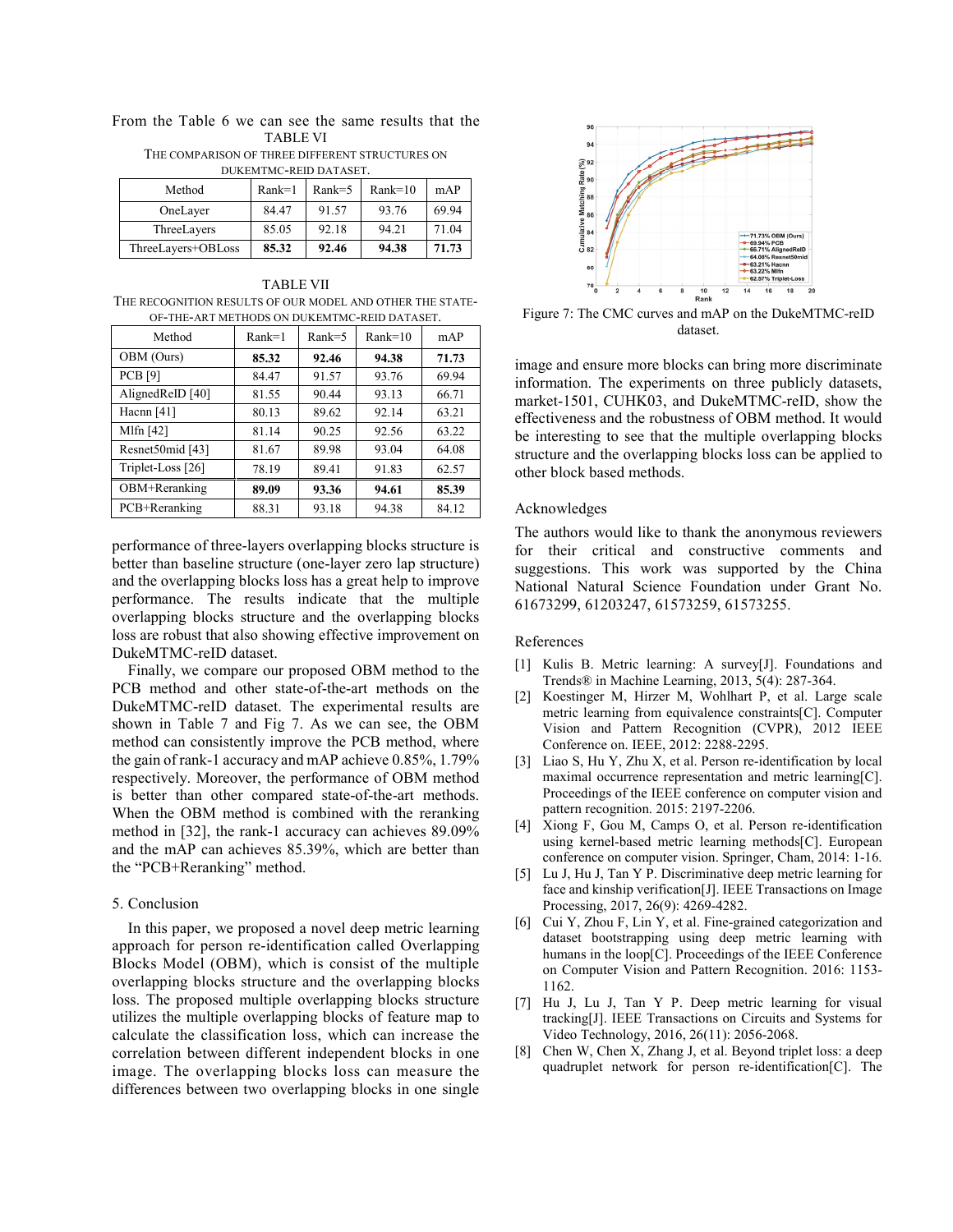From the Table 6 we can see the same results that the performance of three-layers overlapping blocks structure is better than baseline structure (one-layer zero lap structure) and the overlapping blocks loss has a great help to improve performance. The results indicate that the multiple overlapping blocks structure and the overlapping blocks loss are robust that also showing effective improvement on DukeMTMC-reID dataset.

TABLE VI
THE COMPARISON OF THREE DIFFERENT STRUCTURES ON DUKEMTMC-REID DATASET.

| Method | Rank=1 | Rank=5 | Rank=10 | mAP |
|---|---|---|---|---|
| OneLayer | 84.47 | 91.57 | 93.76 | 69.94 |
| ThreeLayers | 85.05 | 92.18 | 94.21 | 71.04 |
| ThreeLayers+OBLoss | **85.32** | **92.46** | **94.38** | **71.73** |

TABLE VII
THE RECOGNITION RESULTS OF OUR MODEL AND OTHER THE STATE-OF-THE-ART METHODS ON DUKEMTMC-REID DATASET.

| Method | Rank=1 | Rank=5 | Rank=10 | mAP |
|---|---|---|---|---|
| OBM (Ours) | **85.32** | **92.46** | **94.38** | **71.73** |
| PCB [9] | 84.47 | 91.57 | 93.76 | 69.94 |
| AlignedReID [40] | 81.55 | 90.44 | 93.13 | 66.71 |
| Hacnn [41] | 80.13 | 89.62 | 92.14 | 63.21 |
| Mlfn [42] | 81.14 | 90.25 | 92.56 | 63.22 |
| Resnet50mid [43] | 81.67 | 89.98 | 93.04 | 64.08 |
| Triplet-Loss [26] | 78.19 | 89.41 | 91.83 | 62.57 |
| OBM+Reranking | **89.09** | **93.36** | **94.61** | **85.39** |
| PCB+Reranking | 88.31 | 93.18 | 94.38 | 84.12 |

Finally, we compare our proposed OBM method to the PCB method and other state-of-the-art methods on the DukeMTMC-reID dataset. The experimental results are shown in Table 7 and Fig 7. As we can see, the OBM method can consistently improve the PCB method, where the gain of rank-1 accuracy and mAP achieve 0.85%, 1.79% respectively. Moreover, the performance of OBM method is better than other compared state-of-the-art methods. When the OBM method is combined with the reranking method in [32], the rank-1 accuracy can achieves 89.09% and the mAP can achieves 85.39%, which are better than the "PCB+Reranking" method.

Figure 7: The CMC curves and mAP on the DukeMTMC-reID dataset.

## 5. Conclusion

In this paper, we proposed a novel deep metric learning approach for person re-identification called Overlapping Blocks Model (OBM), which is consist of the multiple overlapping blocks structure and the overlapping blocks loss. The proposed multiple overlapping blocks structure utilizes the multiple overlapping blocks of feature map to calculate the classification loss, which can increase the correlation between different independent blocks in one image. The overlapping blocks loss can measure the differences between two overlapping blocks in one single image and ensure more blocks can bring more discriminate information. The experiments on three publicly datasets, market-1501, CUHK03, and DukeMTMC-reID, show the effectiveness and the robustness of OBM method. It would be interesting to see that the multiple overlapping blocks structure and the overlapping blocks loss can be applied to other block based methods.

## Acknowledges

The authors would like to thank the anonymous reviewers for their critical and constructive comments and suggestions. This work was supported by the China National Natural Science Foundation under Grant No. 61673299, 61203247, 61573259, 61573255.

## References

[1] Kulis B. Metric learning: A survey[J]. Foundations and Trends® in Machine Learning, 2013, 5(4): 287-364.

[2] Koestinger M, Hirzer M, Wohlhart P, et al. Large scale metric learning from equivalence constraints[C]. Computer Vision and Pattern Recognition (CVPR), 2012 IEEE Conference on. IEEE, 2012: 2288-2295.

[3] Liao S, Hu Y, Zhu X, et al. Person re-identification by local maximal occurrence representation and metric learning[C]. Proceedings of the IEEE conference on computer vision and pattern recognition. 2015: 2197-2206.

[4] Xiong F, Gou M, Camps O, et al. Person re-identification using kernel-based metric learning methods[C]. European conference on computer vision. Springer, Cham, 2014: 1-16.

[5] Lu J, Hu J, Tan Y P. Discriminative deep metric learning for face and kinship verification[J]. IEEE Transactions on Image Processing, 2017, 26(9): 4269-4282.

[6] Cui Y, Zhou F, Lin Y, et al. Fine-grained categorization and dataset bootstrapping using deep metric learning with humans in the loop[C]. Proceedings of the IEEE Conference on Computer Vision and Pattern Recognition. 2016: 1153-1162.

[7] Hu J, Lu J, Tan Y P. Deep metric learning for visual tracking[J]. IEEE Transactions on Circuits and Systems for Video Technology, 2016, 26(11): 2056-2068.

[8] Chen W, Chen X, Zhang J, et al. Beyond triplet loss: a deep quadruplet network for person re-identification[C]. The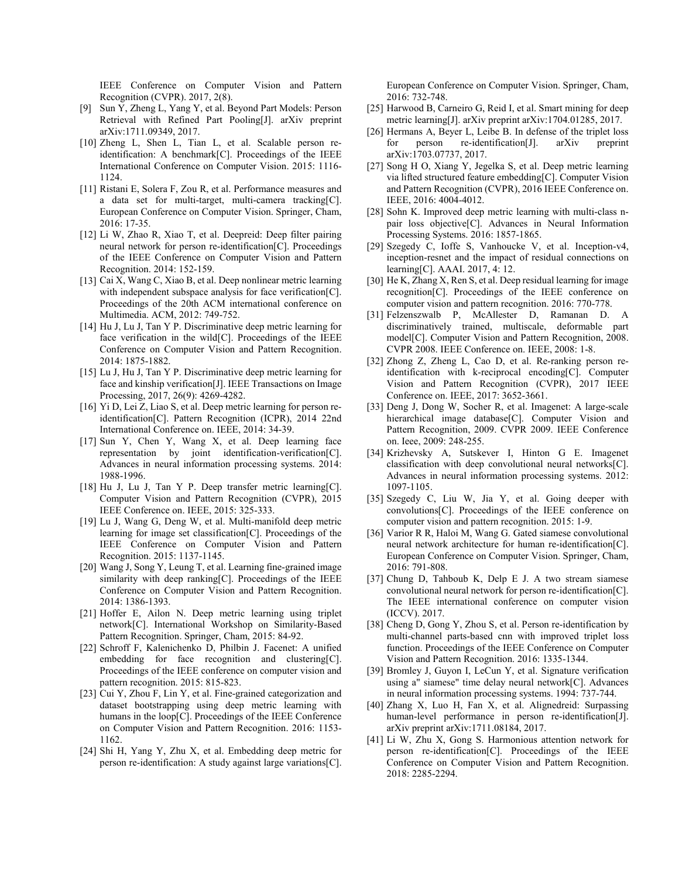IEEE Conference on Computer Vision and Pattern Recognition (CVPR). 2017, 2(8).

[9] Sun Y, Zheng L, Yang Y, et al. Beyond Part Models: Person Retrieval with Refined Part Pooling[J]. arXiv preprint arXiv:1711.09349, 2017.

[10] Zheng L, Shen L, Tian L, et al. Scalable person re-identification: A benchmark[C]. Proceedings of the IEEE International Conference on Computer Vision. 2015: 1116-1124.

[11] Ristani E, Solera F, Zou R, et al. Performance measures and a data set for multi-target, multi-camera tracking[C]. European Conference on Computer Vision. Springer, Cham, 2016: 17-35.

[12] Li W, Zhao R, Xiao T, et al. Deepreid: Deep filter pairing neural network for person re-identification[C]. Proceedings of the IEEE Conference on Computer Vision and Pattern Recognition. 2014: 152-159.

[13] Cai X, Wang C, Xiao B, et al. Deep nonlinear metric learning with independent subspace analysis for face verification[C]. Proceedings of the 20th ACM international conference on Multimedia. ACM, 2012: 749-752.

[14] Hu J, Lu J, Tan Y P. Discriminative deep metric learning for face verification in the wild[C]. Proceedings of the IEEE Conference on Computer Vision and Pattern Recognition. 2014: 1875-1882.

[15] Lu J, Hu J, Tan Y P. Discriminative deep metric learning for face and kinship verification[J]. IEEE Transactions on Image Processing, 2017, 26(9): 4269-4282.

[16] Yi D, Lei Z, Liao S, et al. Deep metric learning for person re-identification[C]. Pattern Recognition (ICPR), 2014 22nd International Conference on. IEEE, 2014: 34-39.

[17] Sun Y, Chen Y, Wang X, et al. Deep learning face representation by joint identification-verification[C]. Advances in neural information processing systems. 2014: 1988-1996.

[18] Hu J, Lu J, Tan Y P. Deep transfer metric learning[C]. Computer Vision and Pattern Recognition (CVPR), 2015 IEEE Conference on. IEEE, 2015: 325-333.

[19] Lu J, Wang G, Deng W, et al. Multi-manifold deep metric learning for image set classification[C]. Proceedings of the IEEE Conference on Computer Vision and Pattern Recognition. 2015: 1137-1145.

[20] Wang J, Song Y, Leung T, et al. Learning fine-grained image similarity with deep ranking[C]. Proceedings of the IEEE Conference on Computer Vision and Pattern Recognition. 2014: 1386-1393.

[21] Hoffer E, Ailon N. Deep metric learning using triplet network[C]. International Workshop on Similarity-Based Pattern Recognition. Springer, Cham, 2015: 84-92.

[22] Schroff F, Kalenichenko D, Philbin J. Facenet: A unified embedding for face recognition and clustering[C]. Proceedings of the IEEE conference on computer vision and pattern recognition. 2015: 815-823.

[23] Cui Y, Zhou F, Lin Y, et al. Fine-grained categorization and dataset bootstrapping using deep metric learning with humans in the loop[C]. Proceedings of the IEEE Conference on Computer Vision and Pattern Recognition. 2016: 1153-1162.

[24] Shi H, Yang Y, Zhu X, et al. Embedding deep metric for person re-identification: A study against large variations[C]. European Conference on Computer Vision. Springer, Cham, 2016: 732-748.

[25] Harwood B, Carneiro G, Reid I, et al. Smart mining for deep metric learning[J]. arXiv preprint arXiv:1704.01285, 2017.

[26] Hermans A, Beyer L, Leibe B. In defense of the triplet loss for person re-identification[J]. arXiv preprint arXiv:1703.07737, 2017.

[27] Song H O, Xiang Y, Jegelka S, et al. Deep metric learning via lifted structured feature embedding[C]. Computer Vision and Pattern Recognition (CVPR), 2016 IEEE Conference on. IEEE, 2016: 4004-4012.

[28] Sohn K. Improved deep metric learning with multi-class n-pair loss objective[C]. Advances in Neural Information Processing Systems. 2016: 1857-1865.

[29] Szegedy C, Ioffe S, Vanhoucke V, et al. Inception-v4, inception-resnet and the impact of residual connections on learning[C]. AAAI. 2017, 4: 12.

[30] He K, Zhang X, Ren S, et al. Deep residual learning for image recognition[C]. Proceedings of the IEEE conference on computer vision and pattern recognition. 2016: 770-778.

[31] Felzenszwalb P, McAllester D, Ramanan D. A discriminatively trained, multiscale, deformable part model[C]. Computer Vision and Pattern Recognition, 2008. CVPR 2008. IEEE Conference on. IEEE, 2008: 1-8.

[32] Zhong Z, Zheng L, Cao D, et al. Re-ranking person re-identification with k-reciprocal encoding[C]. Computer Vision and Pattern Recognition (CVPR), 2017 IEEE Conference on. IEEE, 2017: 3652-3661.

[33] Deng J, Dong W, Socher R, et al. Imagenet: A large-scale hierarchical image database[C]. Computer Vision and Pattern Recognition, 2009. CVPR 2009. IEEE Conference on. Ieee, 2009: 248-255.

[34] Krizhevsky A, Sutskever I, Hinton G E. Imagenet classification with deep convolutional neural networks[C]. Advances in neural information processing systems. 2012: 1097-1105.

[35] Szegedy C, Liu W, Jia Y, et al. Going deeper with convolutions[C]. Proceedings of the IEEE conference on computer vision and pattern recognition. 2015: 1-9.

[36] Varior R R, Haloi M, Wang G. Gated siamese convolutional neural network architecture for human re-identification[C]. European Conference on Computer Vision. Springer, Cham, 2016: 791-808.

[37] Chung D, Tahboub K, Delp E J. A two stream siamese convolutional neural network for person re-identification[C]. The IEEE international conference on computer vision (ICCV). 2017.

[38] Cheng D, Gong Y, Zhou S, et al. Person re-identification by multi-channel parts-based cnn with improved triplet loss function. Proceedings of the IEEE Conference on Computer Vision and Pattern Recognition. 2016: 1335-1344.

[39] Bromley J, Guyon I, LeCun Y, et al. Signature verification using a" siamese" time delay neural network[C]. Advances in neural information processing systems. 1994: 737-744.

[40] Zhang X, Luo H, Fan X, et al. Alignedreid: Surpassing human-level performance in person re-identification[J]. arXiv preprint arXiv:1711.08184, 2017.

[41] Li W, Zhu X, Gong S. Harmonious attention network for person re-identification[C]. Proceedings of the IEEE Conference on Computer Vision and Pattern Recognition. 2018: 2285-2294.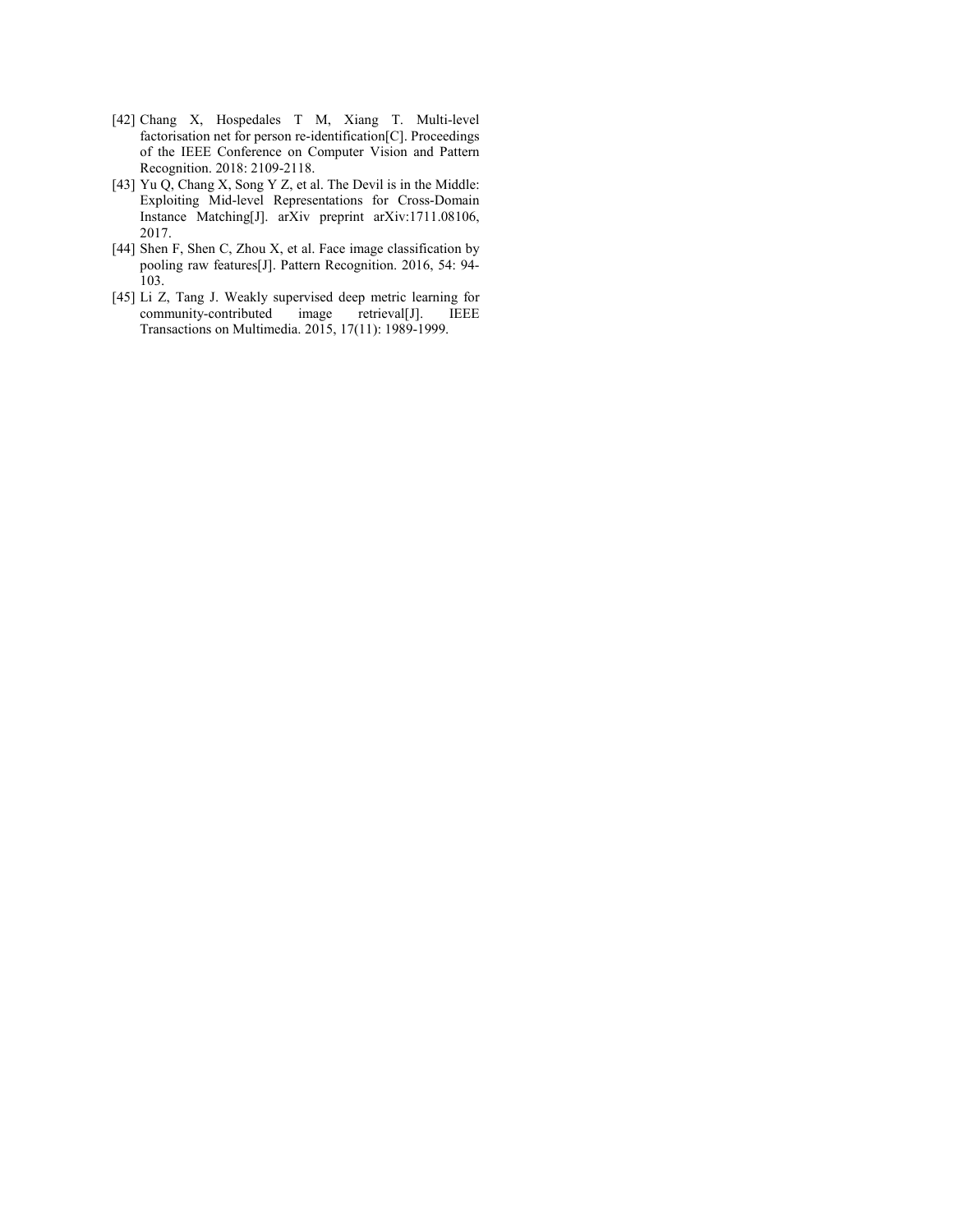[42] Chang X, Hospedales T M, Xiang T. Multi-level factorisation net for person re-identification[C]. Proceedings of the IEEE Conference on Computer Vision and Pattern Recognition. 2018: 2109-2118.

[43] Yu Q, Chang X, Song Y Z, et al. The Devil is in the Middle: Exploiting Mid-level Representations for Cross-Domain Instance Matching[J]. arXiv preprint arXiv:1711.08106, 2017.

[44] Shen F, Shen C, Zhou X, et al. Face image classification by pooling raw features[J]. Pattern Recognition. 2016, 54: 94-103.

[45] Li Z, Tang J. Weakly supervised deep metric learning for community-contributed image retrieval[J]. IEEE Transactions on Multimedia. 2015, 17(11): 1989-1999.